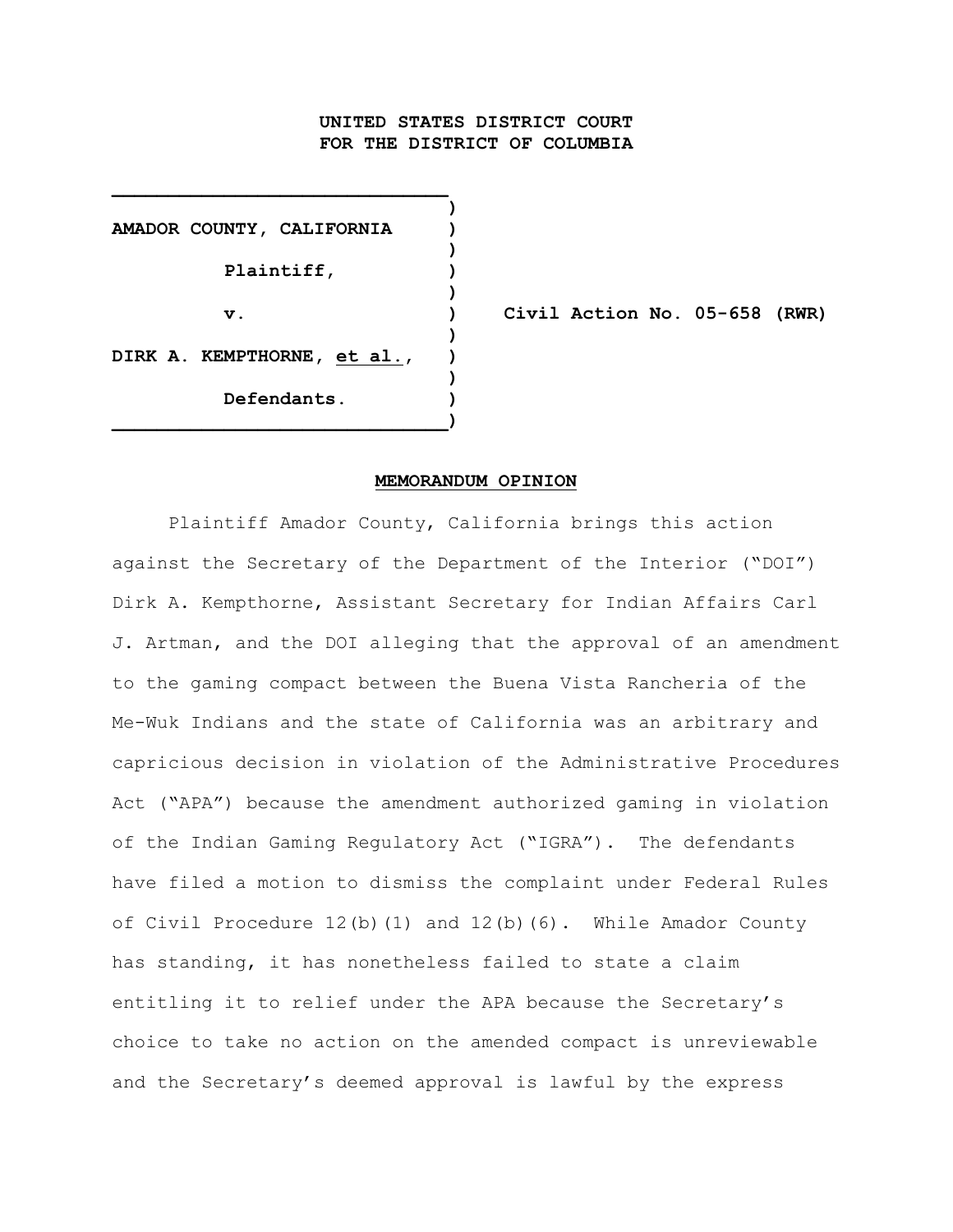**UNITED STATES DISTRICT COURT**
**FOR THE DISTRICT OF COLUMBIA**

| | |
|---|---|
| **AMADOR COUNTY, CALIFORNIA** | |
| **Plaintiff,** | |
| **v.** | **Civil Action No. 05-658 (RWR)** |
| **DIRK A. KEMPTHORNE, *et al.*,** | |
| **Defendants.** | |

**MEMORANDUM OPINION**

Plaintiff Amador County, California brings this action against the Secretary of the Department of the Interior ("DOI") Dirk A. Kempthorne, Assistant Secretary for Indian Affairs Carl J. Artman, and the DOI alleging that the approval of an amendment to the gaming compact between the Buena Vista Rancheria of the Me-Wuk Indians and the state of California was an arbitrary and capricious decision in violation of the Administrative Procedures Act ("APA") because the amendment authorized gaming in violation of the Indian Gaming Regulatory Act ("IGRA"). The defendants have filed a motion to dismiss the complaint under Federal Rules of Civil Procedure 12(b)(1) and 12(b)(6). While Amador County has standing, it has nonetheless failed to state a claim entitling it to relief under the APA because the Secretary's choice to take no action on the amended compact is unreviewable and the Secretary's deemed approval is lawful by the express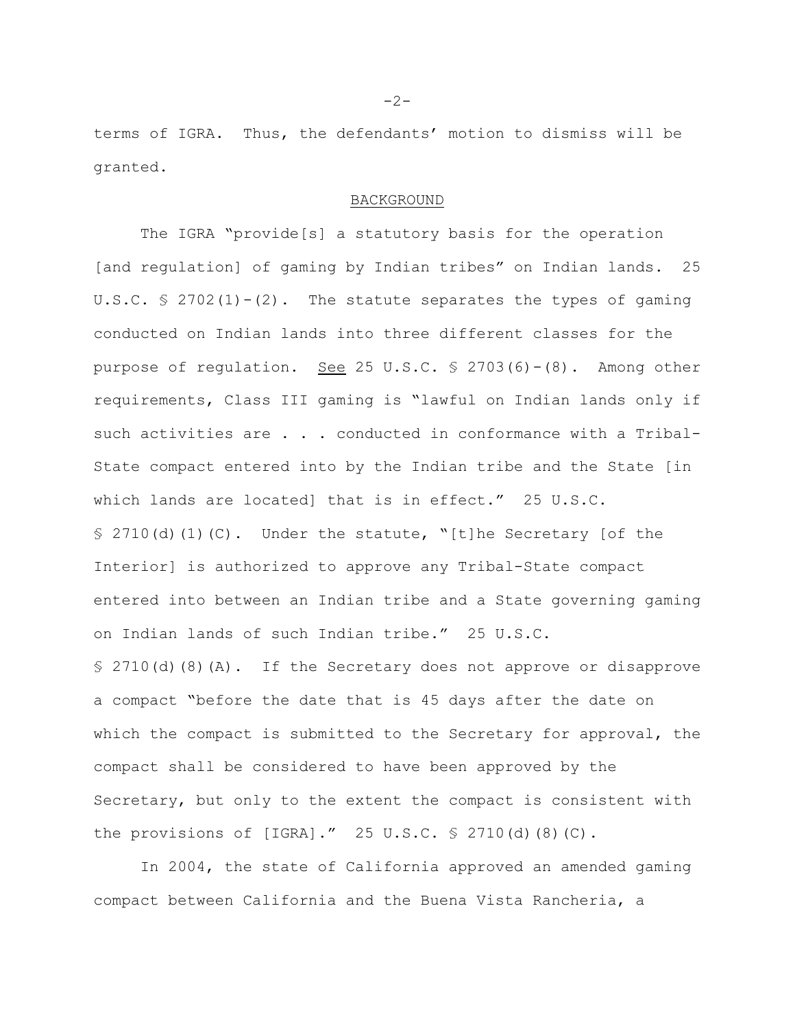terms of IGRA. Thus, the defendants' motion to dismiss will be granted.

## BACKGROUND

The IGRA "provide[s] a statutory basis for the operation [and regulation] of gaming by Indian tribes" on Indian lands. 25 U.S.C. § 2702(1)-(2). The statute separates the types of gaming conducted on Indian lands into three different classes for the purpose of regulation. See 25 U.S.C. § 2703(6)-(8). Among other requirements, Class III gaming is "lawful on Indian lands only if such activities are . . . conducted in conformance with a Tribal-State compact entered into by the Indian tribe and the State [in which lands are located] that is in effect." 25 U.S.C. § 2710(d)(1)(C). Under the statute, "[t]he Secretary [of the Interior] is authorized to approve any Tribal-State compact entered into between an Indian tribe and a State governing gaming on Indian lands of such Indian tribe." 25 U.S.C. § 2710(d)(8)(A). If the Secretary does not approve or disapprove a compact "before the date that is 45 days after the date on which the compact is submitted to the Secretary for approval, the compact shall be considered to have been approved by the Secretary, but only to the extent the compact is consistent with the provisions of [IGRA]." 25 U.S.C. § 2710(d)(8)(C).

In 2004, the state of California approved an amended gaming compact between California and the Buena Vista Rancheria, a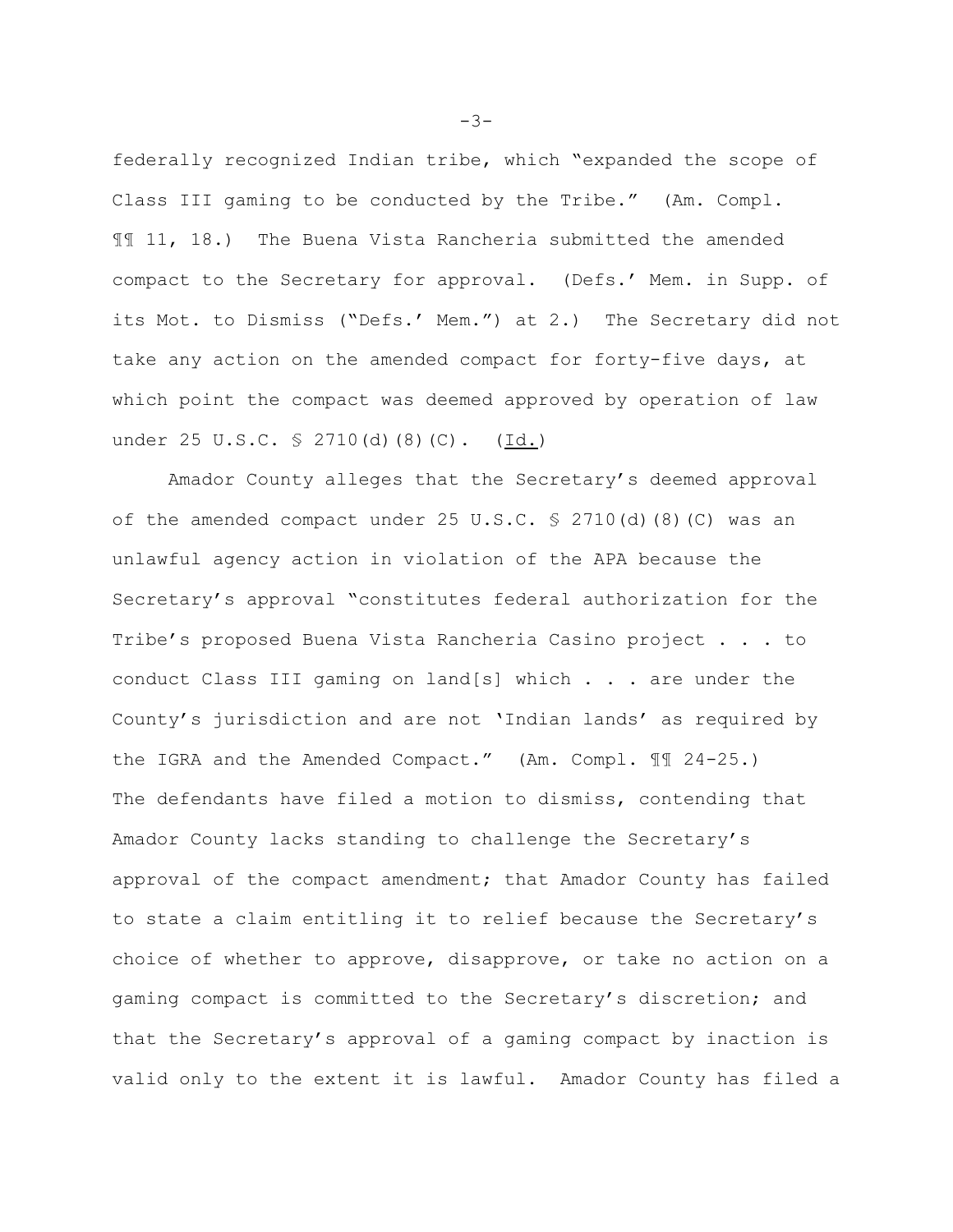federally recognized Indian tribe, which "expanded the scope of Class III gaming to be conducted by the Tribe." (Am. Compl. ¶¶ 11, 18.) The Buena Vista Rancheria submitted the amended compact to the Secretary for approval. (Defs.' Mem. in Supp. of its Mot. to Dismiss ("Defs.' Mem.") at 2.) The Secretary did not take any action on the amended compact for forty-five days, at which point the compact was deemed approved by operation of law under 25 U.S.C. § 2710(d)(8)(C). (Id.)

Amador County alleges that the Secretary's deemed approval of the amended compact under 25 U.S.C. § 2710(d)(8)(C) was an unlawful agency action in violation of the APA because the Secretary's approval "constitutes federal authorization for the Tribe's proposed Buena Vista Rancheria Casino project . . . to conduct Class III gaming on land[s] which . . . are under the County's jurisdiction and are not 'Indian lands' as required by the IGRA and the Amended Compact." (Am. Compl. ¶¶ 24-25.) The defendants have filed a motion to dismiss, contending that Amador County lacks standing to challenge the Secretary's approval of the compact amendment; that Amador County has failed to state a claim entitling it to relief because the Secretary's choice of whether to approve, disapprove, or take no action on a gaming compact is committed to the Secretary's discretion; and that the Secretary's approval of a gaming compact by inaction is valid only to the extent it is lawful. Amador County has filed a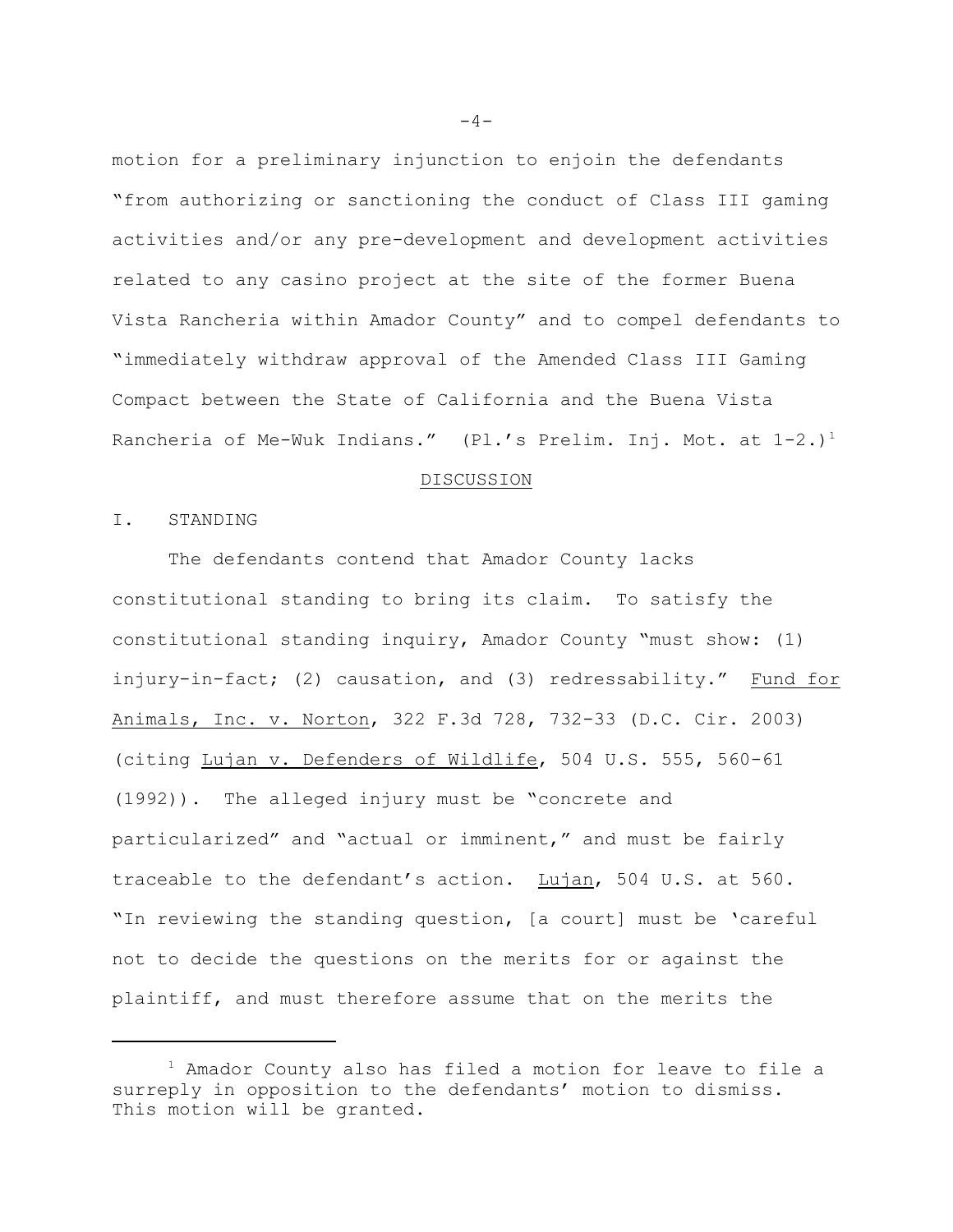motion for a preliminary injunction to enjoin the defendants "from authorizing or sanctioning the conduct of Class III gaming activities and/or any pre-development and development activities related to any casino project at the site of the former Buena Vista Rancheria within Amador County" and to compel defendants to "immediately withdraw approval of the Amended Class III Gaming Compact between the State of California and the Buena Vista Rancheria of Me-Wuk Indians." (Pl.'s Prelim. Inj. Mot. at 1-2.)[1]

## DISCUSSION

### I. STANDING

The defendants contend that Amador County lacks constitutional standing to bring its claim. To satisfy the constitutional standing inquiry, Amador County "must show: (1) injury-in-fact; (2) causation, and (3) redressability." Fund for Animals, Inc. v. Norton, 322 F.3d 728, 732-33 (D.C. Cir. 2003) (citing Lujan v. Defenders of Wildlife, 504 U.S. 555, 560-61 (1992)). The alleged injury must be "concrete and particularized" and "actual or imminent," and must be fairly traceable to the defendant's action. Lujan, 504 U.S. at 560. "In reviewing the standing question, [a court] must be 'careful not to decide the questions on the merits for or against the plaintiff, and must therefore assume that on the merits the

---

[1] Amador County also has filed a motion for leave to file a surreply in opposition to the defendants' motion to dismiss. This motion will be granted.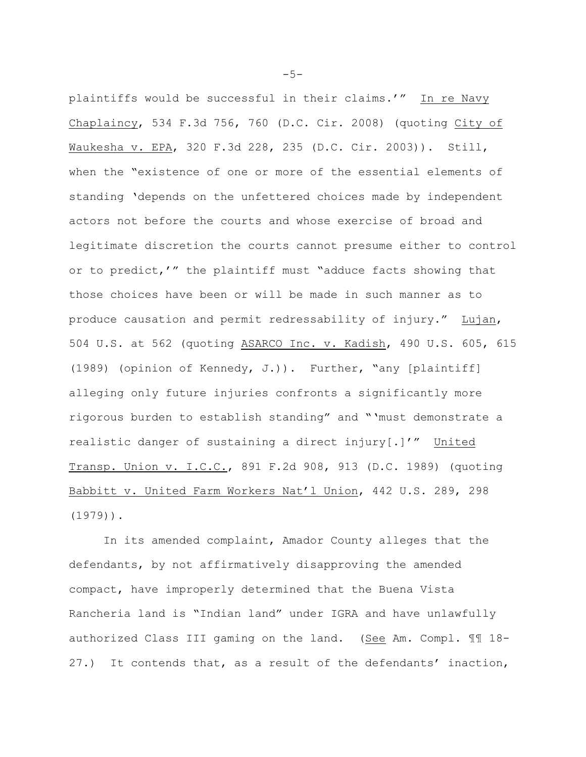plaintiffs would be successful in their claims.'" In re Navy Chaplaincy, 534 F.3d 756, 760 (D.C. Cir. 2008) (quoting City of Waukesha v. EPA, 320 F.3d 228, 235 (D.C. Cir. 2003)). Still, when the "existence of one or more of the essential elements of standing 'depends on the unfettered choices made by independent actors not before the courts and whose exercise of broad and legitimate discretion the courts cannot presume either to control or to predict,'" the plaintiff must "adduce facts showing that those choices have been or will be made in such manner as to produce causation and permit redressability of injury." Lujan, 504 U.S. at 562 (quoting ASARCO Inc. v. Kadish, 490 U.S. 605, 615 (1989) (opinion of Kennedy, J.)). Further, "any [plaintiff] alleging only future injuries confronts a significantly more rigorous burden to establish standing" and "'must demonstrate a realistic danger of sustaining a direct injury[.]'" United Transp. Union v. I.C.C., 891 F.2d 908, 913 (D.C. 1989) (quoting Babbitt v. United Farm Workers Nat'l Union, 442 U.S. 289, 298 (1979)).

In its amended complaint, Amador County alleges that the defendants, by not affirmatively disapproving the amended compact, have improperly determined that the Buena Vista Rancheria land is "Indian land" under IGRA and have unlawfully authorized Class III gaming on the land. (See Am. Compl. ¶¶ 18-27.) It contends that, as a result of the defendants' inaction,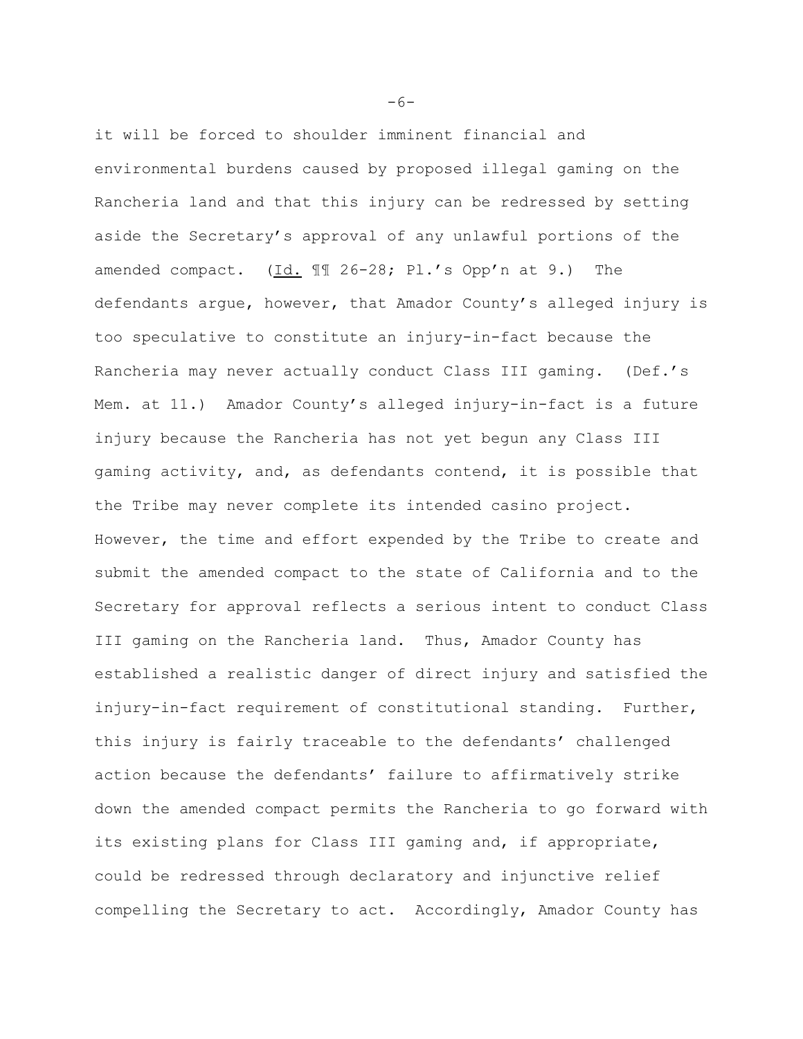it will be forced to shoulder imminent financial and environmental burdens caused by proposed illegal gaming on the Rancheria land and that this injury can be redressed by setting aside the Secretary's approval of any unlawful portions of the amended compact. (Id. ¶¶ 26-28; Pl.'s Opp'n at 9.) The defendants argue, however, that Amador County's alleged injury is too speculative to constitute an injury-in-fact because the Rancheria may never actually conduct Class III gaming. (Def.'s Mem. at 11.) Amador County's alleged injury-in-fact is a future injury because the Rancheria has not yet begun any Class III gaming activity, and, as defendants contend, it is possible that the Tribe may never complete its intended casino project. However, the time and effort expended by the Tribe to create and submit the amended compact to the state of California and to the Secretary for approval reflects a serious intent to conduct Class III gaming on the Rancheria land. Thus, Amador County has established a realistic danger of direct injury and satisfied the injury-in-fact requirement of constitutional standing. Further, this injury is fairly traceable to the defendants' challenged action because the defendants' failure to affirmatively strike down the amended compact permits the Rancheria to go forward with its existing plans for Class III gaming and, if appropriate, could be redressed through declaratory and injunctive relief compelling the Secretary to act. Accordingly, Amador County has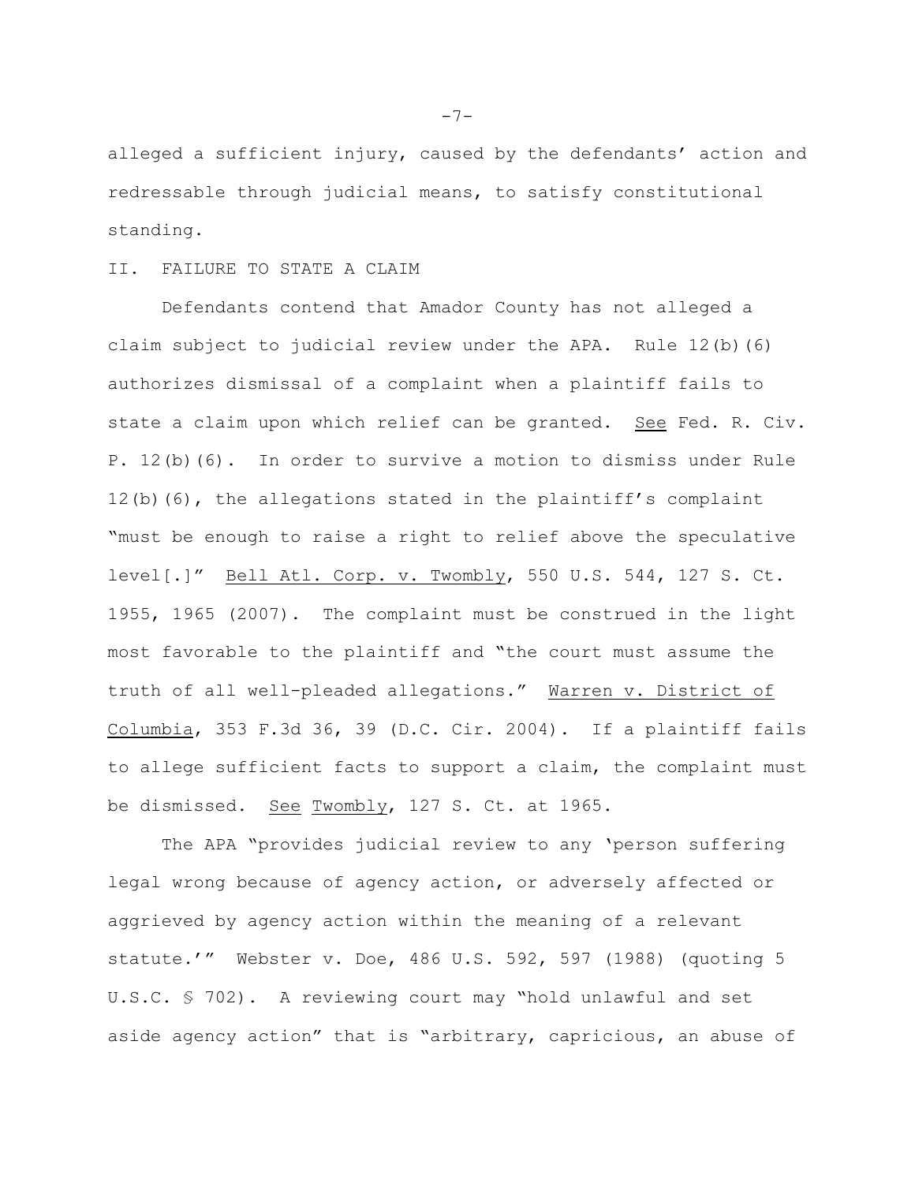alleged a sufficient injury, caused by the defendants' action and redressable through judicial means, to satisfy constitutional standing.

## II. FAILURE TO STATE A CLAIM

Defendants contend that Amador County has not alleged a claim subject to judicial review under the APA. Rule 12(b)(6) authorizes dismissal of a complaint when a plaintiff fails to state a claim upon which relief can be granted. See Fed. R. Civ. P. 12(b)(6). In order to survive a motion to dismiss under Rule 12(b)(6), the allegations stated in the plaintiff's complaint "must be enough to raise a right to relief above the speculative level[.]" Bell Atl. Corp. v. Twombly, 550 U.S. 544, 127 S. Ct. 1955, 1965 (2007). The complaint must be construed in the light most favorable to the plaintiff and "the court must assume the truth of all well-pleaded allegations." Warren v. District of Columbia, 353 F.3d 36, 39 (D.C. Cir. 2004). If a plaintiff fails to allege sufficient facts to support a claim, the complaint must be dismissed. See Twombly, 127 S. Ct. at 1965.

The APA "provides judicial review to any 'person suffering legal wrong because of agency action, or adversely affected or aggrieved by agency action within the meaning of a relevant statute.'" Webster v. Doe, 486 U.S. 592, 597 (1988) (quoting 5 U.S.C. § 702). A reviewing court may "hold unlawful and set aside agency action" that is "arbitrary, capricious, an abuse of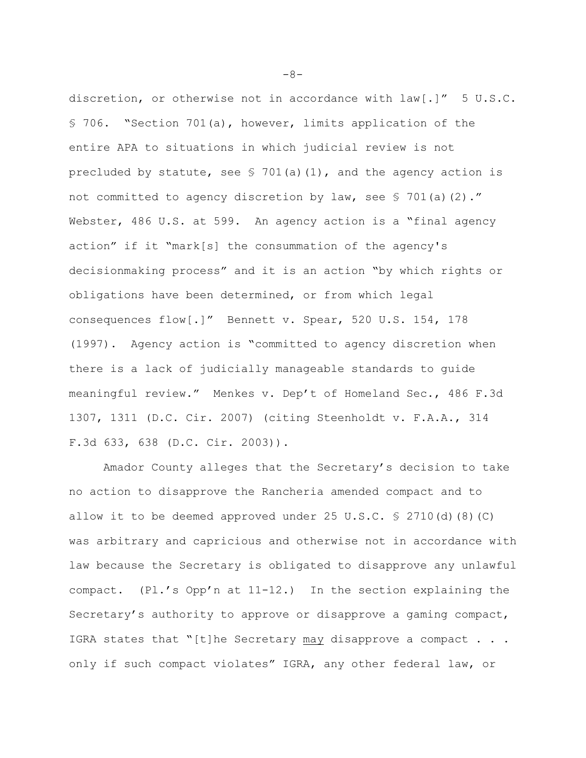discretion, or otherwise not in accordance with law[.]" 5 U.S.C. § 706. "Section 701(a), however, limits application of the entire APA to situations in which judicial review is not precluded by statute, see § 701(a)(1), and the agency action is not committed to agency discretion by law, see § 701(a)(2)." Webster, 486 U.S. at 599. An agency action is a "final agency action" if it "mark[s] the consummation of the agency's decisionmaking process" and it is an action "by which rights or obligations have been determined, or from which legal consequences flow[.]" Bennett v. Spear, 520 U.S. 154, 178 (1997). Agency action is "committed to agency discretion when there is a lack of judicially manageable standards to guide meaningful review." Menkes v. Dep't of Homeland Sec., 486 F.3d 1307, 1311 (D.C. Cir. 2007) (citing Steenholdt v. F.A.A., 314 F.3d 633, 638 (D.C. Cir. 2003)).

Amador County alleges that the Secretary's decision to take no action to disapprove the Rancheria amended compact and to allow it to be deemed approved under 25 U.S.C. § 2710(d)(8)(C) was arbitrary and capricious and otherwise not in accordance with law because the Secretary is obligated to disapprove any unlawful compact. (Pl.'s Opp'n at 11-12.) In the section explaining the Secretary's authority to approve or disapprove a gaming compact, IGRA states that "[t]he Secretary <u>may</u> disapprove a compact . . . only if such compact violates" IGRA, any other federal law, or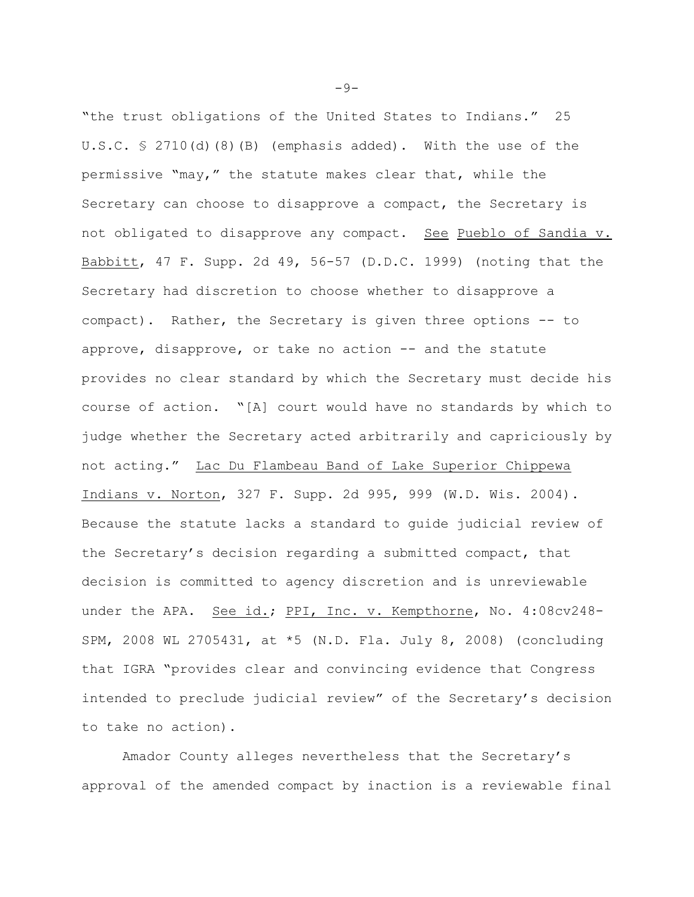"the trust obligations of the United States to Indians." 25 U.S.C. § 2710(d)(8)(B) (emphasis added). With the use of the permissive "may," the statute makes clear that, while the Secretary can choose to disapprove a compact, the Secretary is not obligated to disapprove any compact. See Pueblo of Sandia v. Babbitt, 47 F. Supp. 2d 49, 56-57 (D.D.C. 1999) (noting that the Secretary had discretion to choose whether to disapprove a compact). Rather, the Secretary is given three options -- to approve, disapprove, or take no action -- and the statute provides no clear standard by which the Secretary must decide his course of action. "[A] court would have no standards by which to judge whether the Secretary acted arbitrarily and capriciously by not acting." Lac Du Flambeau Band of Lake Superior Chippewa Indians v. Norton, 327 F. Supp. 2d 995, 999 (W.D. Wis. 2004). Because the statute lacks a standard to guide judicial review of the Secretary's decision regarding a submitted compact, that decision is committed to agency discretion and is unreviewable under the APA. See id.; PPI, Inc. v. Kempthorne, No. 4:08cv248-SPM, 2008 WL 2705431, at *5 (N.D. Fla. July 8, 2008) (concluding that IGRA "provides clear and convincing evidence that Congress intended to preclude judicial review" of the Secretary's decision to take no action).

Amador County alleges nevertheless that the Secretary's approval of the amended compact by inaction is a reviewable final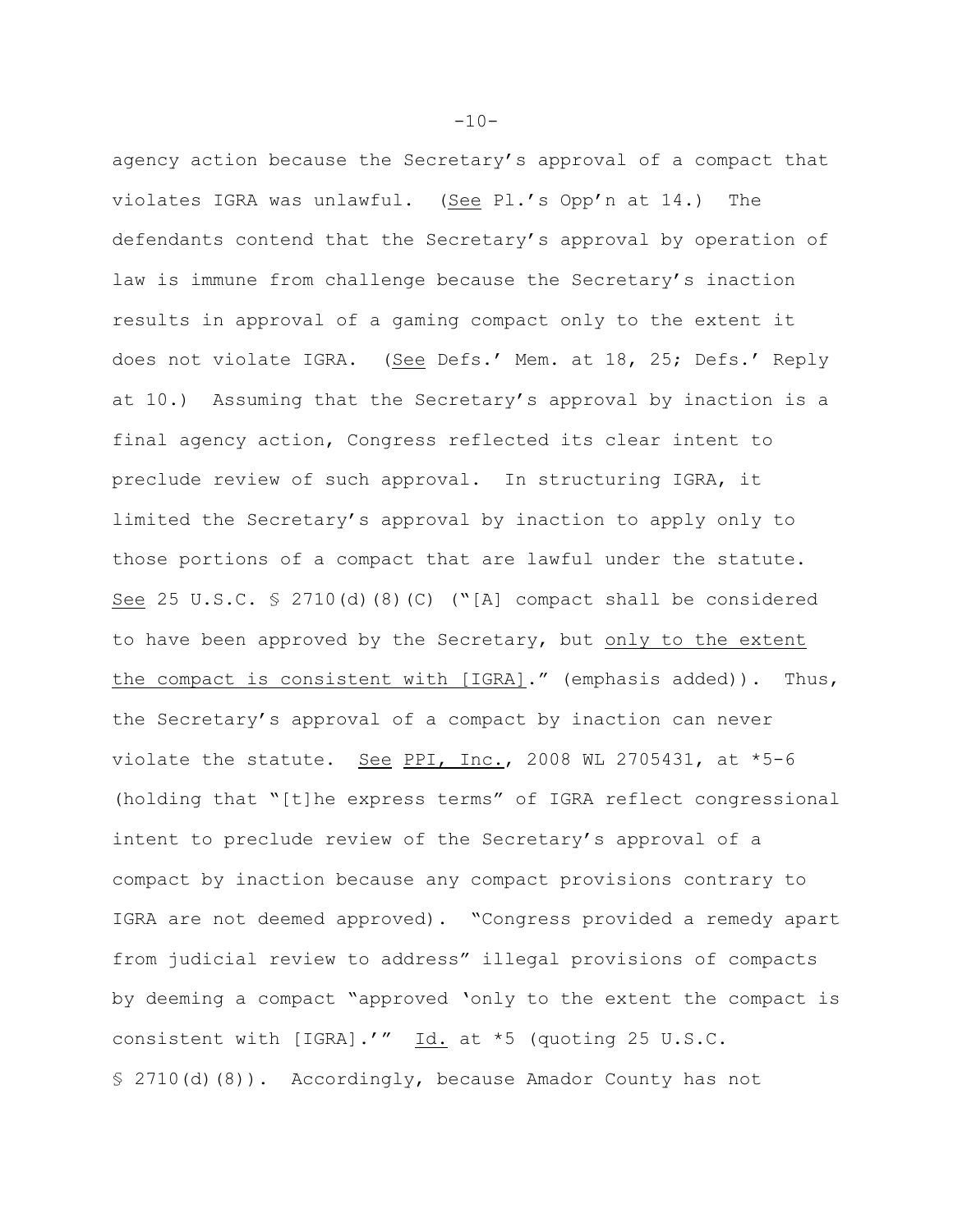agency action because the Secretary's approval of a compact that violates IGRA was unlawful. (See Pl.'s Opp'n at 14.) The defendants contend that the Secretary's approval by operation of law is immune from challenge because the Secretary's inaction results in approval of a gaming compact only to the extent it does not violate IGRA. (See Defs.' Mem. at 18, 25; Defs.' Reply at 10.) Assuming that the Secretary's approval by inaction is a final agency action, Congress reflected its clear intent to preclude review of such approval. In structuring IGRA, it limited the Secretary's approval by inaction to apply only to those portions of a compact that are lawful under the statute. See 25 U.S.C. § 2710(d)(8)(C) ("[A] compact shall be considered to have been approved by the Secretary, but only to the extent the compact is consistent with [IGRA]." (emphasis added)). Thus, the Secretary's approval of a compact by inaction can never violate the statute. See PPI, Inc., 2008 WL 2705431, at *5-6 (holding that "[t]he express terms" of IGRA reflect congressional intent to preclude review of the Secretary's approval of a compact by inaction because any compact provisions contrary to IGRA are not deemed approved). "Congress provided a remedy apart from judicial review to address" illegal provisions of compacts by deeming a compact "approved 'only to the extent the compact is consistent with [IGRA].'" Id. at *5 (quoting 25 U.S.C. § 2710(d)(8)). Accordingly, because Amador County has not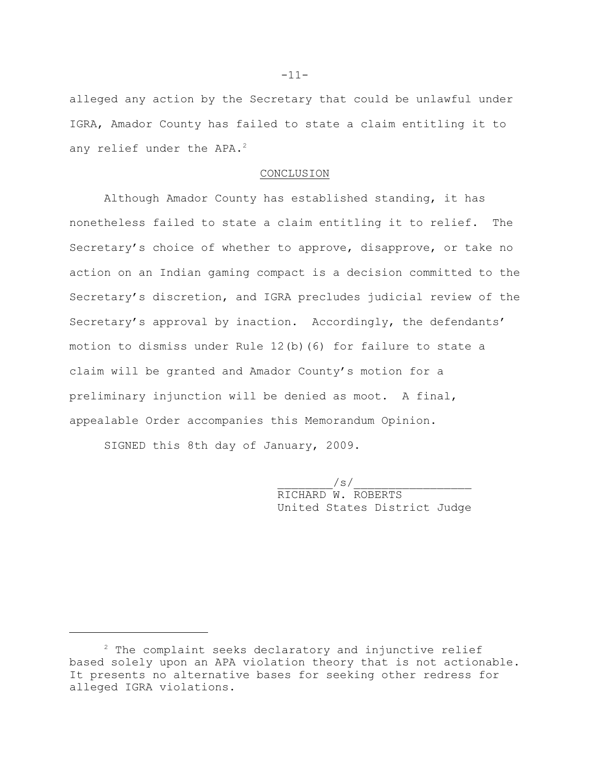alleged any action by the Secretary that could be unlawful under IGRA, Amador County has failed to state a claim entitling it to any relief under the APA.[2]

## CONCLUSION

Although Amador County has established standing, it has nonetheless failed to state a claim entitling it to relief. The Secretary's choice of whether to approve, disapprove, or take no action on an Indian gaming compact is a decision committed to the Secretary's discretion, and IGRA precludes judicial review of the Secretary's approval by inaction. Accordingly, the defendants' motion to dismiss under Rule 12(b)(6) for failure to state a claim will be granted and Amador County's motion for a preliminary injunction will be denied as moot. A final, appealable Order accompanies this Memorandum Opinion.

SIGNED this 8th day of January, 2009.

________/s/________________
RICHARD W. ROBERTS
United States District Judge

---

[2] The complaint seeks declaratory and injunctive relief based solely upon an APA violation theory that is not actionable. It presents no alternative bases for seeking other redress for alleged IGRA violations.